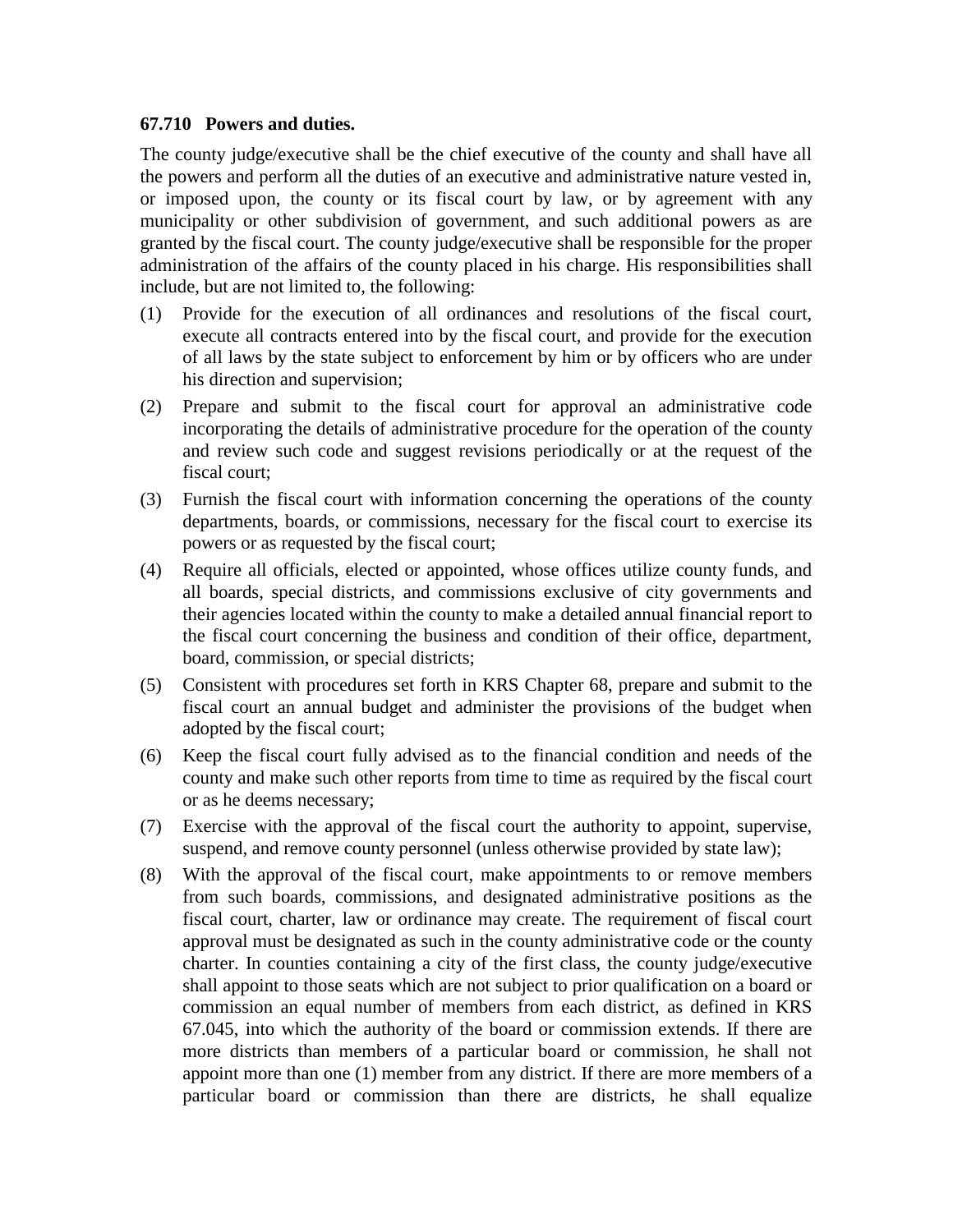**67.710 Powers and duties.**

The county judge/executive shall be the chief executive of the county and shall have all the powers and perform all the duties of an executive and administrative nature vested in, or imposed upon, the county or its fiscal court by law, or by agreement with any municipality or other subdivision of government, and such additional powers as are granted by the fiscal court. The county judge/executive shall be responsible for the proper administration of the affairs of the county placed in his charge. His responsibilities shall include, but are not limited to, the following:

(1) Provide for the execution of all ordinances and resolutions of the fiscal court, execute all contracts entered into by the fiscal court, and provide for the execution of all laws by the state subject to enforcement by him or by officers who are under his direction and supervision;

(2) Prepare and submit to the fiscal court for approval an administrative code incorporating the details of administrative procedure for the operation of the county and review such code and suggest revisions periodically or at the request of the fiscal court;

(3) Furnish the fiscal court with information concerning the operations of the county departments, boards, or commissions, necessary for the fiscal court to exercise its powers or as requested by the fiscal court;

(4) Require all officials, elected or appointed, whose offices utilize county funds, and all boards, special districts, and commissions exclusive of city governments and their agencies located within the county to make a detailed annual financial report to the fiscal court concerning the business and condition of their office, department, board, commission, or special districts;

(5) Consistent with procedures set forth in KRS Chapter 68, prepare and submit to the fiscal court an annual budget and administer the provisions of the budget when adopted by the fiscal court;

(6) Keep the fiscal court fully advised as to the financial condition and needs of the county and make such other reports from time to time as required by the fiscal court or as he deems necessary;

(7) Exercise with the approval of the fiscal court the authority to appoint, supervise, suspend, and remove county personnel (unless otherwise provided by state law);

(8) With the approval of the fiscal court, make appointments to or remove members from such boards, commissions, and designated administrative positions as the fiscal court, charter, law or ordinance may create. The requirement of fiscal court approval must be designated as such in the county administrative code or the county charter. In counties containing a city of the first class, the county judge/executive shall appoint to those seats which are not subject to prior qualification on a board or commission an equal number of members from each district, as defined in KRS 67.045, into which the authority of the board or commission extends. If there are more districts than members of a particular board or commission, he shall not appoint more than one (1) member from any district. If there are more members of a particular board or commission than there are districts, he shall equalize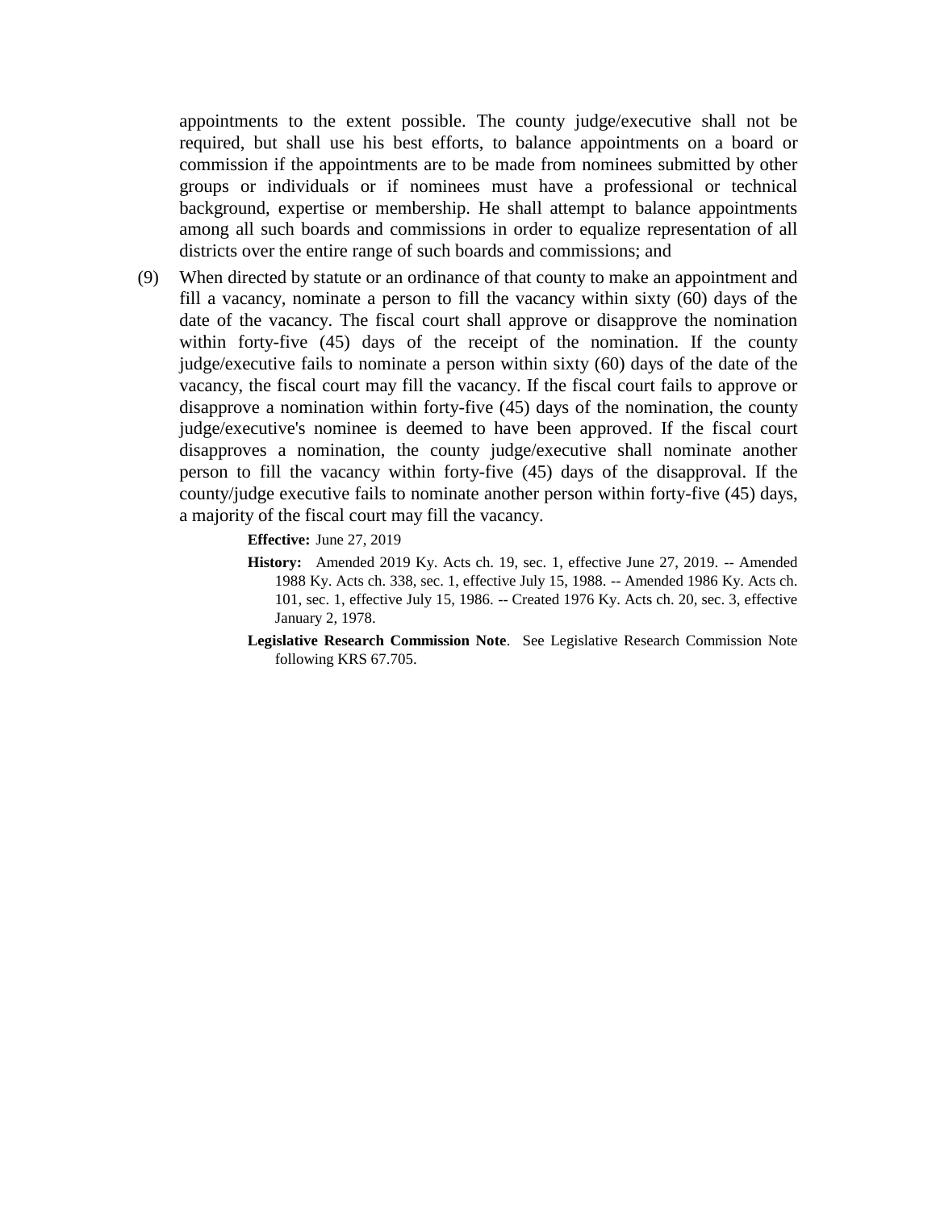appointments to the extent possible. The county judge/executive shall not be required, but shall use his best efforts, to balance appointments on a board or commission if the appointments are to be made from nominees submitted by other groups or individuals or if nominees must have a professional or technical background, expertise or membership. He shall attempt to balance appointments among all such boards and commissions in order to equalize representation of all districts over the entire range of such boards and commissions; and

(9) When directed by statute or an ordinance of that county to make an appointment and fill a vacancy, nominate a person to fill the vacancy within sixty (60) days of the date of the vacancy. The fiscal court shall approve or disapprove the nomination within forty-five (45) days of the receipt of the nomination. If the county judge/executive fails to nominate a person within sixty (60) days of the date of the vacancy, the fiscal court may fill the vacancy. If the fiscal court fails to approve or disapprove a nomination within forty-five (45) days of the nomination, the county judge/executive's nominee is deemed to have been approved. If the fiscal court disapproves a nomination, the county judge/executive shall nominate another person to fill the vacancy within forty-five (45) days of the disapproval. If the county/judge executive fails to nominate another person within forty-five (45) days, a majority of the fiscal court may fill the vacancy.

**Effective:** June 27, 2019

**History:** Amended 2019 Ky. Acts ch. 19, sec. 1, effective June 27, 2019. -- Amended 1988 Ky. Acts ch. 338, sec. 1, effective July 15, 1988. -- Amended 1986 Ky. Acts ch. 101, sec. 1, effective July 15, 1986. -- Created 1976 Ky. Acts ch. 20, sec. 3, effective January 2, 1978.

**Legislative Research Commission Note**. See Legislative Research Commission Note following KRS 67.705.